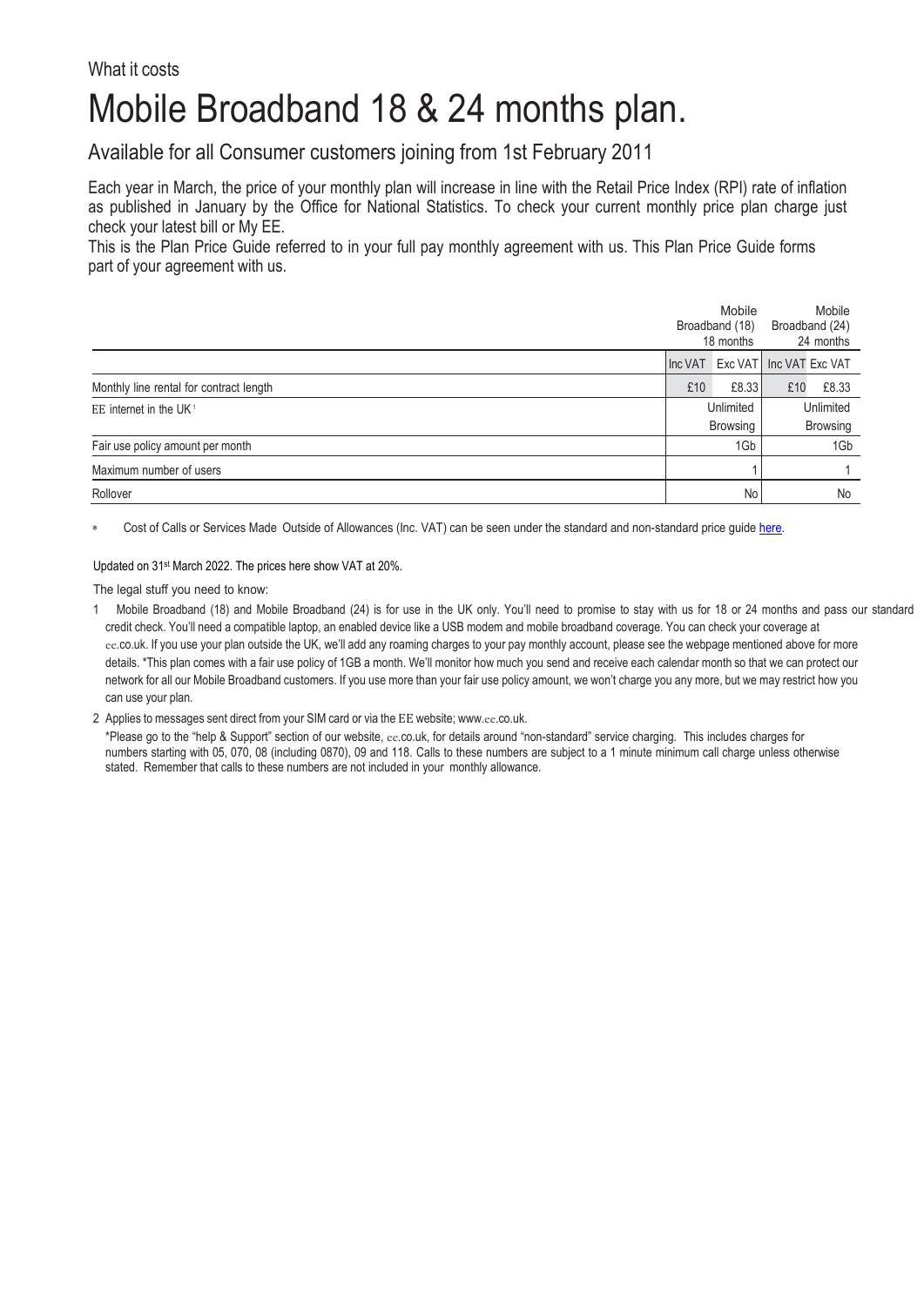What it costs

# Mobile Broadband 18 & 24 months plan.

## Available for all Consumer customers joining from 1st February 2011

Each year in March, the price of your monthly plan will increase in line with the Retail Price Index (RPI) rate of inflation as published in January by the Office for National Statistics. To check your current monthly price plan charge just check your latest bill or My EE.

This is the Plan Price Guide referred to in your full pay monthly agreement with us. This Plan Price Guide forms part of your agreement with us.

| | Mobile Broadband (18) 18 months | | Mobile Broadband (24) 24 months | |
|---|---|---|---|---|
| | Inc VAT | Exc VAT | Inc VAT | Exc VAT |
| Monthly line rental for contract length | £10 | £8.33 | £10 | £8.33 |
| EE internet in the UK [1] | Unlimited Browsing | | Unlimited Browsing | |
| Fair use policy amount per month | 1Gb | | 1Gb | |
| Maximum number of users | 1 | | 1 | |
| Rollover | No | | No | |

* Cost of Calls or Services Made Outside of Allowances (Inc. VAT) can be seen under the standard and non-standard price guide here.

Updated on 31st March 2022. The prices here show VAT at 20%.

The legal stuff you need to know:

1 Mobile Broadband (18) and Mobile Broadband (24) is for use in the UK only. You'll need to promise to stay with us for 18 or 24 months and pass our standard credit check. You'll need a compatible laptop, an enabled device like a USB modem and mobile broadband coverage. You can check your coverage at ee.co.uk. If you use your plan outside the UK, we'll add any roaming charges to your pay monthly account, please see the webpage mentioned above for more details. *This plan comes with a fair use policy of 1GB a month. We'll monitor how much you send and receive each calendar month so that we can protect our network for all our Mobile Broadband customers. If you use more than your fair use policy amount, we won't charge you any more, but we may restrict how you can use your plan.

2 Applies to messages sent direct from your SIM card or via the EE website; www.ee.co.uk.

*Please go to the "help & Support" section of our website, ee.co.uk, for details around "non-standard" service charging. This includes charges for numbers starting with 05, 070, 08 (including 0870), 09 and 118. Calls to these numbers are subject to a 1 minute minimum call charge unless otherwise stated. Remember that calls to these numbers are not included in your monthly allowance.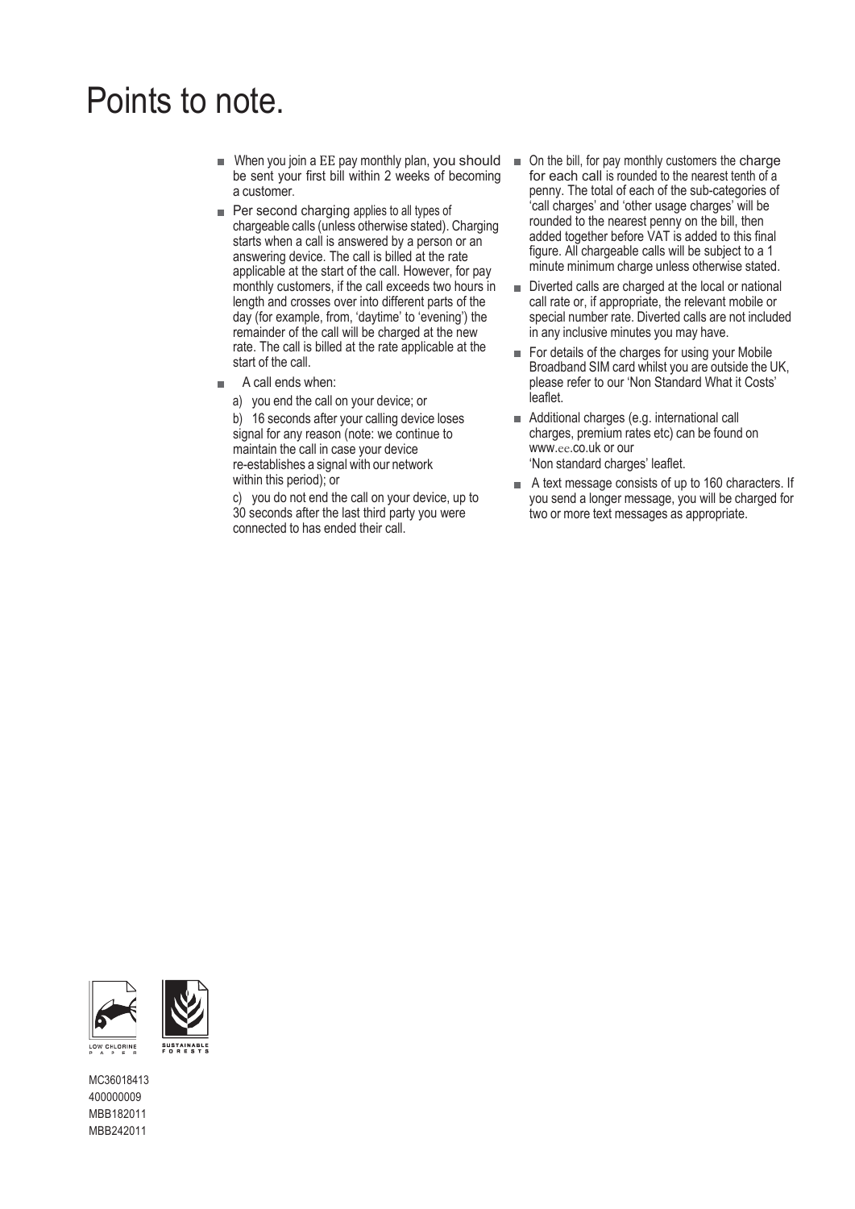# Points to note.

- When you join a EE pay monthly plan, you should be sent your first bill within 2 weeks of becoming a customer.
- Per second charging applies to all types of chargeable calls (unless otherwise stated). Charging starts when a call is answered by a person or an answering device. The call is billed at the rate applicable at the start of the call. However, for pay monthly customers, if the call exceeds two hours in length and crosses over into different parts of the day (for example, from, 'daytime' to 'evening') the remainder of the call will be charged at the new rate. The call is billed at the rate applicable at the start of the call.
- A call ends when:

  a) you end the call on your device; or

  b) 16 seconds after your calling device loses signal for any reason (note: we continue to maintain the call in case your device re-establishes a signal with our network within this period); or

  c) you do not end the call on your device, up to 30 seconds after the last third party you were connected to has ended their call.
- On the bill, for pay monthly customers the charge for each call is rounded to the nearest tenth of a penny. The total of each of the sub-categories of 'call charges' and 'other usage charges' will be rounded to the nearest penny on the bill, then added together before VAT is added to this final figure. All chargeable calls will be subject to a 1 minute minimum charge unless otherwise stated.
- Diverted calls are charged at the local or national call rate or, if appropriate, the relevant mobile or special number rate. Diverted calls are not included in any inclusive minutes you may have.
- For details of the charges for using your Mobile Broadband SIM card whilst you are outside the UK, please refer to our 'Non Standard What it Costs' leaflet.
- Additional charges (e.g. international call charges, premium rates etc) can be found on www.ee.co.uk or our 'Non standard charges' leaflet.
- A text message consists of up to 160 characters. If you send a longer message, you will be charged for two or more text messages as appropriate.

LOW CHLORINE PAPER

SUSTAINABLE FORESTS

MC36018413
400000009
MBB182011
MBB242011